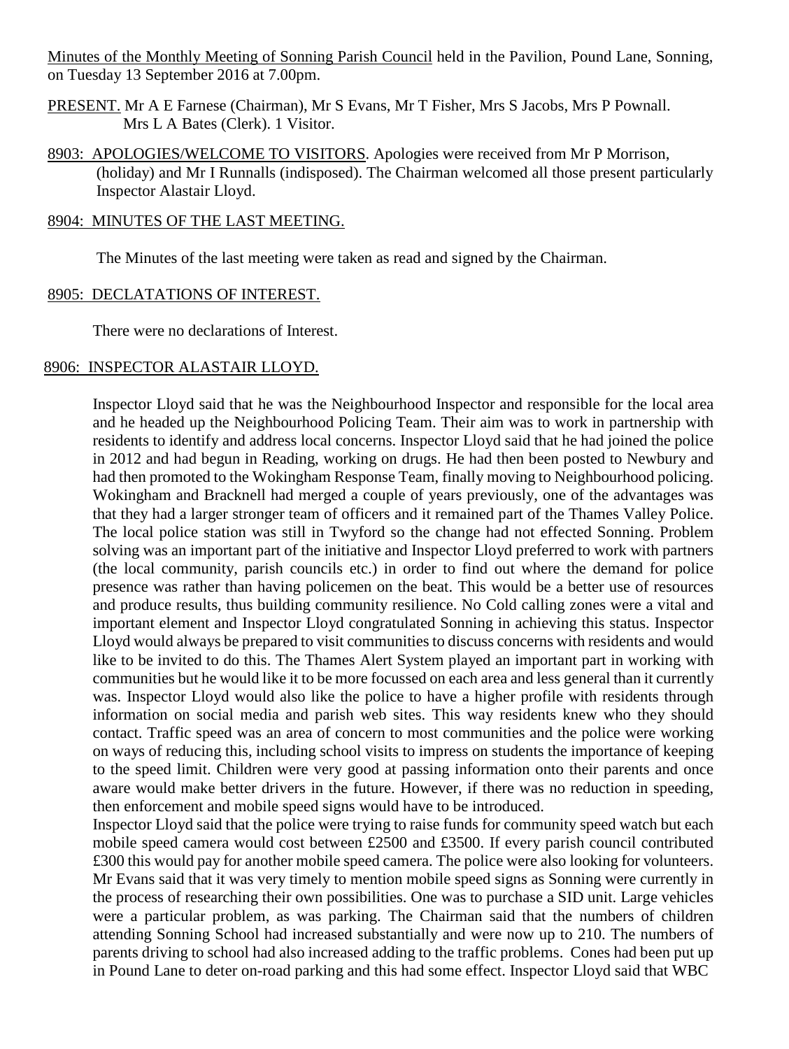Minutes of the Monthly Meeting of Sonning Parish Council held in the Pavilion, Pound Lane, Sonning, on Tuesday 13 September 2016 at 7.00pm.

PRESENT. Mr A E Farnese (Chairman), Mr S Evans, Mr T Fisher, Mrs S Jacobs, Mrs P Pownall. Mrs L A Bates (Clerk). 1 Visitor.

8903: APOLOGIES/WELCOME TO VISITORS. Apologies were received from Mr P Morrison, (holiday) and Mr I Runnalls (indisposed). The Chairman welcomed all those present particularly Inspector Alastair Lloyd.

8904: MINUTES OF THE LAST MEETING.

The Minutes of the last meeting were taken as read and signed by the Chairman.

8905: DECLATATIONS OF INTEREST.

There were no declarations of Interest.

8906: INSPECTOR ALASTAIR LLOYD.

Inspector Lloyd said that he was the Neighbourhood Inspector and responsible for the local area and he headed up the Neighbourhood Policing Team. Their aim was to work in partnership with residents to identify and address local concerns. Inspector Lloyd said that he had joined the police in 2012 and had begun in Reading, working on drugs. He had then been posted to Newbury and had then promoted to the Wokingham Response Team, finally moving to Neighbourhood policing. Wokingham and Bracknell had merged a couple of years previously, one of the advantages was that they had a larger stronger team of officers and it remained part of the Thames Valley Police. The local police station was still in Twyford so the change had not effected Sonning. Problem solving was an important part of the initiative and Inspector Lloyd preferred to work with partners (the local community, parish councils etc.) in order to find out where the demand for police presence was rather than having policemen on the beat. This would be a better use of resources and produce results, thus building community resilience. No Cold calling zones were a vital and important element and Inspector Lloyd congratulated Sonning in achieving this status. Inspector Lloyd would always be prepared to visit communities to discuss concerns with residents and would like to be invited to do this. The Thames Alert System played an important part in working with communities but he would like it to be more focussed on each area and less general than it currently was. Inspector Lloyd would also like the police to have a higher profile with residents through information on social media and parish web sites. This way residents knew who they should contact. Traffic speed was an area of concern to most communities and the police were working on ways of reducing this, including school visits to impress on students the importance of keeping to the speed limit. Children were very good at passing information onto their parents and once aware would make better drivers in the future. However, if there was no reduction in speeding, then enforcement and mobile speed signs would have to be introduced.

Inspector Lloyd said that the police were trying to raise funds for community speed watch but each mobile speed camera would cost between £2500 and £3500. If every parish council contributed £300 this would pay for another mobile speed camera. The police were also looking for volunteers. Mr Evans said that it was very timely to mention mobile speed signs as Sonning were currently in the process of researching their own possibilities. One was to purchase a SID unit. Large vehicles were a particular problem, as was parking. The Chairman said that the numbers of children attending Sonning School had increased substantially and were now up to 210. The numbers of parents driving to school had also increased adding to the traffic problems. Cones had been put up in Pound Lane to deter on-road parking and this had some effect. Inspector Lloyd said that WBC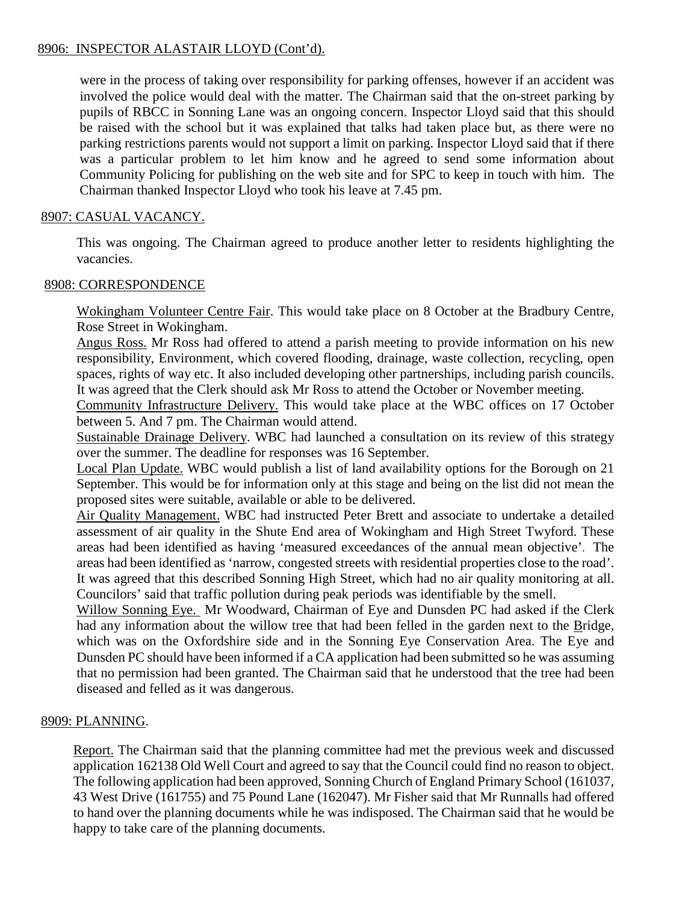8906: INSPECTOR ALASTAIR LLOYD (Cont'd).

were in the process of taking over responsibility for parking offenses, however if an accident was involved the police would deal with the matter. The Chairman said that the on-street parking by pupils of RBCC in Sonning Lane was an ongoing concern. Inspector Lloyd said that this should be raised with the school but it was explained that talks had taken place but, as there were no parking restrictions parents would not support a limit on parking. Inspector Lloyd said that if there was a particular problem to let him know and he agreed to send some information about Community Policing for publishing on the web site and for SPC to keep in touch with him. The Chairman thanked Inspector Lloyd who took his leave at 7.45 pm.

8907: CASUAL VACANCY.

This was ongoing. The Chairman agreed to produce another letter to residents highlighting the vacancies.

8908: CORRESPONDENCE

Wokingham Volunteer Centre Fair. This would take place on 8 October at the Bradbury Centre, Rose Street in Wokingham.

Angus Ross. Mr Ross had offered to attend a parish meeting to provide information on his new responsibility, Environment, which covered flooding, drainage, waste collection, recycling, open spaces, rights of way etc. It also included developing other partnerships, including parish councils. It was agreed that the Clerk should ask Mr Ross to attend the October or November meeting.

Community Infrastructure Delivery. This would take place at the WBC offices on 17 October between 5. And 7 pm. The Chairman would attend.

Sustainable Drainage Delivery. WBC had launched a consultation on its review of this strategy over the summer. The deadline for responses was 16 September.

Local Plan Update. WBC would publish a list of land availability options for the Borough on 21 September. This would be for information only at this stage and being on the list did not mean the proposed sites were suitable, available or able to be delivered.

Air Quality Management. WBC had instructed Peter Brett and associate to undertake a detailed assessment of air quality in the Shute End area of Wokingham and High Street Twyford. These areas had been identified as having 'measured exceedances of the annual mean objective'. The areas had been identified as 'narrow, congested streets with residential properties close to the road'. It was agreed that this described Sonning High Street, which had no air quality monitoring at all. Councilors' said that traffic pollution during peak periods was identifiable by the smell.

Willow Sonning Eye. Mr Woodward, Chairman of Eye and Dunsden PC had asked if the Clerk had any information about the willow tree that had been felled in the garden next to the Bridge, which was on the Oxfordshire side and in the Sonning Eye Conservation Area. The Eye and Dunsden PC should have been informed if a CA application had been submitted so he was assuming that no permission had been granted. The Chairman said that he understood that the tree had been diseased and felled as it was dangerous.

8909: PLANNING.

Report. The Chairman said that the planning committee had met the previous week and discussed application 162138 Old Well Court and agreed to say that the Council could find no reason to object. The following application had been approved, Sonning Church of England Primary School (161037, 43 West Drive (161755) and 75 Pound Lane (162047). Mr Fisher said that Mr Runnalls had offered to hand over the planning documents while he was indisposed. The Chairman said that he would be happy to take care of the planning documents.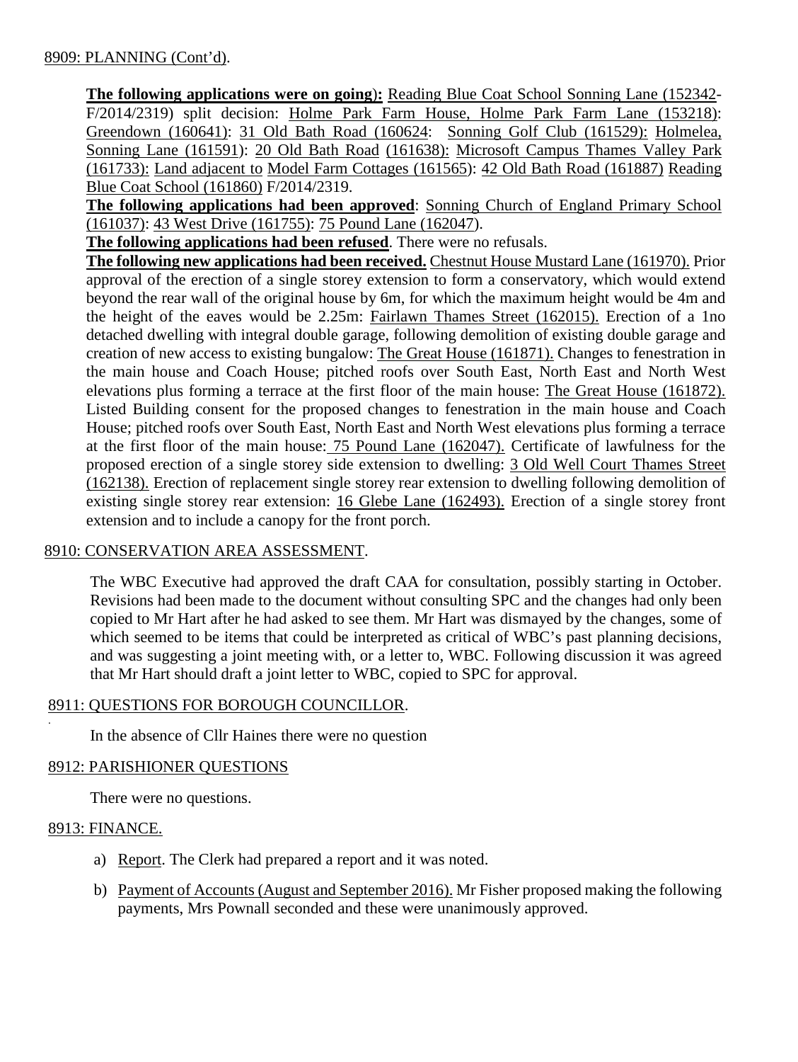8909: PLANNING (Cont'd).

**The following applications were on going):** Reading Blue Coat School Sonning Lane (152342-F/2014/2319) split decision: Holme Park Farm House, Holme Park Farm Lane (153218): Greendown (160641): 31 Old Bath Road (160624: Sonning Golf Club (161529): Holmelea, Sonning Lane (161591): 20 Old Bath Road (161638): Microsoft Campus Thames Valley Park (161733): Land adjacent to Model Farm Cottages (161565): 42 Old Bath Road (161887) Reading Blue Coat School (161860) F/2014/2319.

**The following applications had been approved**: Sonning Church of England Primary School (161037): 43 West Drive (161755): 75 Pound Lane (162047).

**The following applications had been refused**. There were no refusals.

**The following new applications had been received.** Chestnut House Mustard Lane (161970). Prior approval of the erection of a single storey extension to form a conservatory, which would extend beyond the rear wall of the original house by 6m, for which the maximum height would be 4m and the height of the eaves would be 2.25m: Fairlawn Thames Street (162015). Erection of a 1no detached dwelling with integral double garage, following demolition of existing double garage and creation of new access to existing bungalow: The Great House (161871). Changes to fenestration in the main house and Coach House; pitched roofs over South East, North East and North West elevations plus forming a terrace at the first floor of the main house: The Great House (161872). Listed Building consent for the proposed changes to fenestration in the main house and Coach House; pitched roofs over South East, North East and North West elevations plus forming a terrace at the first floor of the main house: 75 Pound Lane (162047). Certificate of lawfulness for the proposed erection of a single storey side extension to dwelling: 3 Old Well Court Thames Street (162138). Erection of replacement single storey rear extension to dwelling following demolition of existing single storey rear extension: 16 Glebe Lane (162493). Erection of a single storey front extension and to include a canopy for the front porch.

8910: CONSERVATION AREA ASSESSMENT.

The WBC Executive had approved the draft CAA for consultation, possibly starting in October. Revisions had been made to the document without consulting SPC and the changes had only been copied to Mr Hart after he had asked to see them. Mr Hart was dismayed by the changes, some of which seemed to be items that could be interpreted as critical of WBC's past planning decisions, and was suggesting a joint meeting with, or a letter to, WBC. Following discussion it was agreed that Mr Hart should draft a joint letter to WBC, copied to SPC for approval.

8911: QUESTIONS FOR BOROUGH COUNCILLOR.

In the absence of Cllr Haines there were no question

8912: PARISHIONER QUESTIONS

There were no questions.

8913: FINANCE.

a) Report. The Clerk had prepared a report and it was noted.

b) Payment of Accounts (August and September 2016). Mr Fisher proposed making the following payments, Mrs Pownall seconded and these were unanimously approved.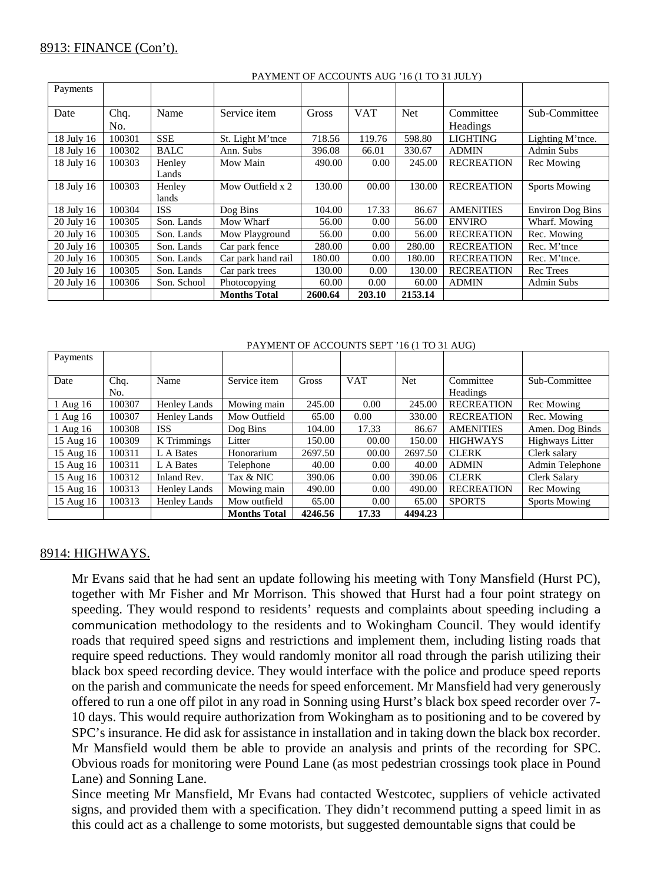8913: FINANCE (Con't).

PAYMENT OF ACCOUNTS AUG '16 (1 TO 31 JULY)

| Payments | | | | | | | | |
|---|---|---|---|---|---|---|---|---|
| Date | Chq. No. | Name | Service item | Gross | VAT | Net | Committee Headings | Sub-Committee |
| 18 July 16 | 100301 | SSE | St. Light M'tnce | 718.56 | 119.76 | 598.80 | LIGHTING | Lighting M'tnce. |
| 18 July 16 | 100302 | BALC | Ann. Subs | 396.08 | 66.01 | 330.67 | ADMIN | Admin Subs |
| 18 July 16 | 100303 | Henley Lands | Mow Main | 490.00 | 0.00 | 245.00 | RECREATION | Rec Mowing |
| 18 July 16 | 100303 | Henley lands | Mow Outfield x 2 | 130.00 | 00.00 | 130.00 | RECREATION | Sports Mowing |
| 18 July 16 | 100304 | ISS | Dog Bins | 104.00 | 17.33 | 86.67 | AMENITIES | Environ Dog Bins |
| 20 July 16 | 100305 | Son. Lands | Mow Wharf | 56.00 | 0.00 | 56.00 | ENVIRO | Wharf. Mowing |
| 20 July 16 | 100305 | Son. Lands | Mow Playground | 56.00 | 0.00 | 56.00 | RECREATION | Rec. Mowing |
| 20 July 16 | 100305 | Son. Lands | Car park fence | 280.00 | 0.00 | 280.00 | RECREATION | Rec. M'tnce |
| 20 July 16 | 100305 | Son. Lands | Car park hand rail | 180.00 | 0.00 | 180.00 | RECREATION | Rec. M'tnce. |
| 20 July 16 | 100305 | Son. Lands | Car park trees | 130.00 | 0.00 | 130.00 | RECREATION | Rec Trees |
| 20 July 16 | 100306 | Son. School | Photocopying | 60.00 | 0.00 | 60.00 | ADMIN | Admin Subs |
| | | | **Months Total** | **2600.64** | **203.10** | **2153.14** | | |

PAYMENT OF ACCOUNTS SEPT '16 (1 TO 31 AUG)

| Payments | | | | | | | | |
|---|---|---|---|---|---|---|---|---|
| Date | Chq. No. | Name | Service item | Gross | VAT | Net | Committee Headings | Sub-Committee |
| 1 Aug 16 | 100307 | Henley Lands | Mowing main | 245.00 | 0.00 | 245.00 | RECREATION | Rec Mowing |
| 1 Aug 16 | 100307 | Henley Lands | Mow Outfield | 65.00 | 0.00 | 330.00 | RECREATION | Rec. Mowing |
| 1 Aug 16 | 100308 | ISS | Dog Bins | 104.00 | 17.33 | 86.67 | AMENITIES | Amen. Dog Binds |
| 15 Aug 16 | 100309 | K Trimmings | Litter | 150.00 | 00.00 | 150.00 | HIGHWAYS | Highways Litter |
| 15 Aug 16 | 100311 | L A Bates | Honorarium | 2697.50 | 00.00 | 2697.50 | CLERK | Clerk salary |
| 15 Aug 16 | 100311 | L A Bates | Telephone | 40.00 | 0.00 | 40.00 | ADMIN | Admin Telephone |
| 15 Aug 16 | 100312 | Inland Rev. | Tax & NIC | 390.06 | 0.00 | 390.06 | CLERK | Clerk Salary |
| 15 Aug 16 | 100313 | Henley Lands | Mowing main | 490.00 | 0.00 | 490.00 | RECREATION | Rec Mowing |
| 15 Aug 16 | 100313 | Henley Lands | Mow outfield | 65.00 | 0.00 | 65.00 | SPORTS | Sports Mowing |
| | | | **Months Total** | **4246.56** | **17.33** | **4494.23** | | |

8914: HIGHWAYS.

Mr Evans said that he had sent an update following his meeting with Tony Mansfield (Hurst PC), together with Mr Fisher and Mr Morrison. This showed that Hurst had a four point strategy on speeding. They would respond to residents' requests and complaints about speeding including a communication methodology to the residents and to Wokingham Council. They would identify roads that required speed signs and restrictions and implement them, including listing roads that require speed reductions. They would randomly monitor all road through the parish utilizing their black box speed recording device. They would interface with the police and produce speed reports on the parish and communicate the needs for speed enforcement. Mr Mansfield had very generously offered to run a one off pilot in any road in Sonning using Hurst's black box speed recorder over 7-10 days. This would require authorization from Wokingham as to positioning and to be covered by SPC's insurance. He did ask for assistance in installation and in taking down the black box recorder. Mr Mansfield would them be able to provide an analysis and prints of the recording for SPC. Obvious roads for monitoring were Pound Lane (as most pedestrian crossings took place in Pound Lane) and Sonning Lane.

Since meeting Mr Mansfield, Mr Evans had contacted Westcotec, suppliers of vehicle activated signs, and provided them with a specification. They didn't recommend putting a speed limit in as this could act as a challenge to some motorists, but suggested demountable signs that could be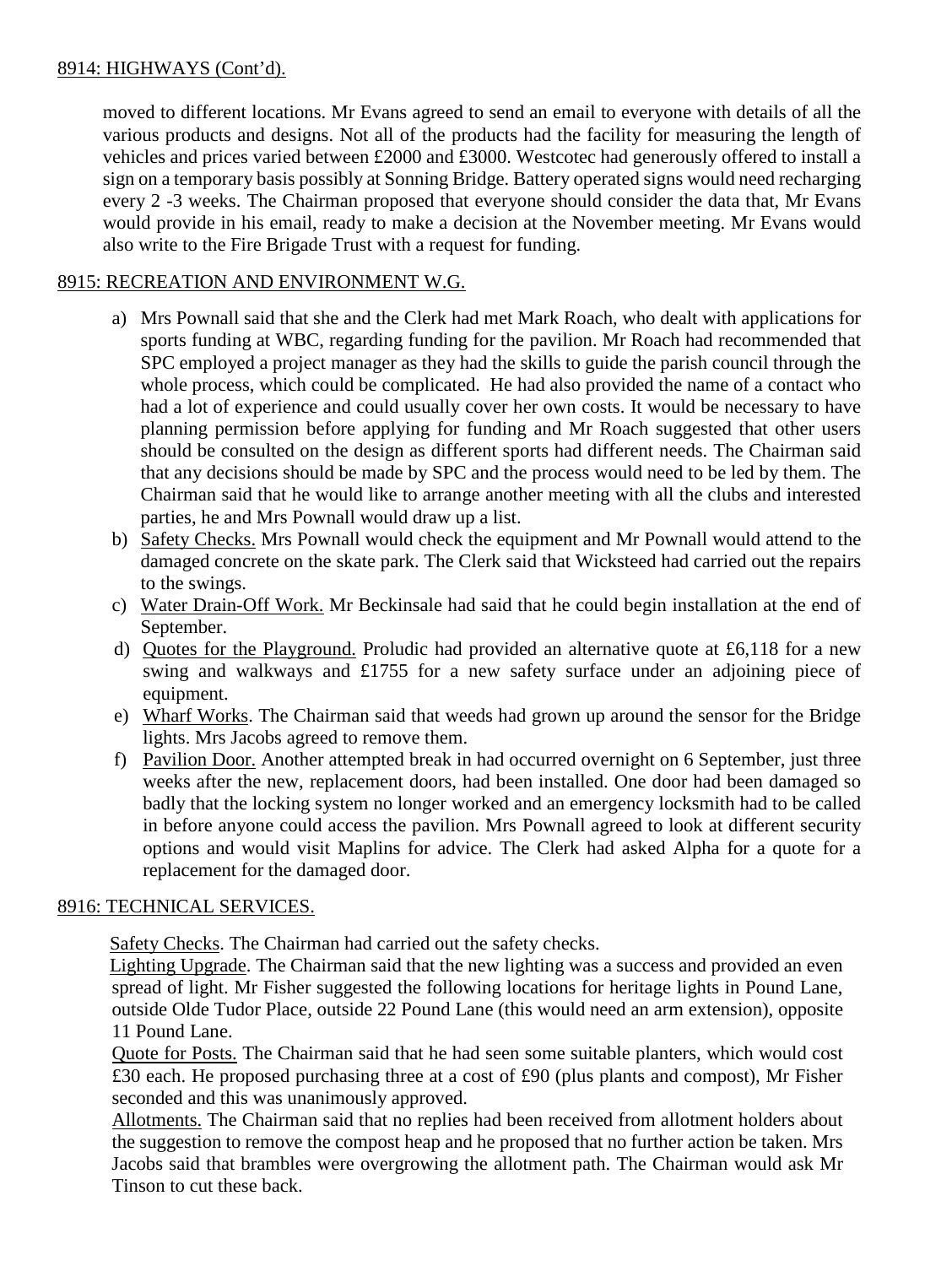8914: HIGHWAYS (Cont'd).

moved to different locations. Mr Evans agreed to send an email to everyone with details of all the various products and designs. Not all of the products had the facility for measuring the length of vehicles and prices varied between £2000 and £3000. Westcotec had generously offered to install a sign on a temporary basis possibly at Sonning Bridge. Battery operated signs would need recharging every 2 -3 weeks. The Chairman proposed that everyone should consider the data that, Mr Evans would provide in his email, ready to make a decision at the November meeting. Mr Evans would also write to the Fire Brigade Trust with a request for funding.

8915: RECREATION AND ENVIRONMENT W.G.

a) Mrs Pownall said that she and the Clerk had met Mark Roach, who dealt with applications for sports funding at WBC, regarding funding for the pavilion. Mr Roach had recommended that SPC employed a project manager as they had the skills to guide the parish council through the whole process, which could be complicated. He had also provided the name of a contact who had a lot of experience and could usually cover her own costs. It would be necessary to have planning permission before applying for funding and Mr Roach suggested that other users should be consulted on the design as different sports had different needs. The Chairman said that any decisions should be made by SPC and the process would need to be led by them. The Chairman said that he would like to arrange another meeting with all the clubs and interested parties, he and Mrs Pownall would draw up a list.
b) Safety Checks. Mrs Pownall would check the equipment and Mr Pownall would attend to the damaged concrete on the skate park. The Clerk said that Wicksteed had carried out the repairs to the swings.
c) Water Drain-Off Work. Mr Beckinsale had said that he could begin installation at the end of September.
d) Quotes for the Playground. Proludic had provided an alternative quote at £6,118 for a new swing and walkways and £1755 for a new safety surface under an adjoining piece of equipment.
e) Wharf Works. The Chairman said that weeds had grown up around the sensor for the Bridge lights. Mrs Jacobs agreed to remove them.
f) Pavilion Door. Another attempted break in had occurred overnight on 6 September, just three weeks after the new, replacement doors, had been installed. One door had been damaged so badly that the locking system no longer worked and an emergency locksmith had to be called in before anyone could access the pavilion. Mrs Pownall agreed to look at different security options and would visit Maplins for advice. The Clerk had asked Alpha for a quote for a replacement for the damaged door.

8916: TECHNICAL SERVICES.

Safety Checks. The Chairman had carried out the safety checks.

Lighting Upgrade. The Chairman said that the new lighting was a success and provided an even spread of light. Mr Fisher suggested the following locations for heritage lights in Pound Lane, outside Olde Tudor Place, outside 22 Pound Lane (this would need an arm extension), opposite 11 Pound Lane.

Quote for Posts. The Chairman said that he had seen some suitable planters, which would cost £30 each. He proposed purchasing three at a cost of £90 (plus plants and compost), Mr Fisher seconded and this was unanimously approved.

Allotments. The Chairman said that no replies had been received from allotment holders about the suggestion to remove the compost heap and he proposed that no further action be taken. Mrs Jacobs said that brambles were overgrowing the allotment path. The Chairman would ask Mr Tinson to cut these back.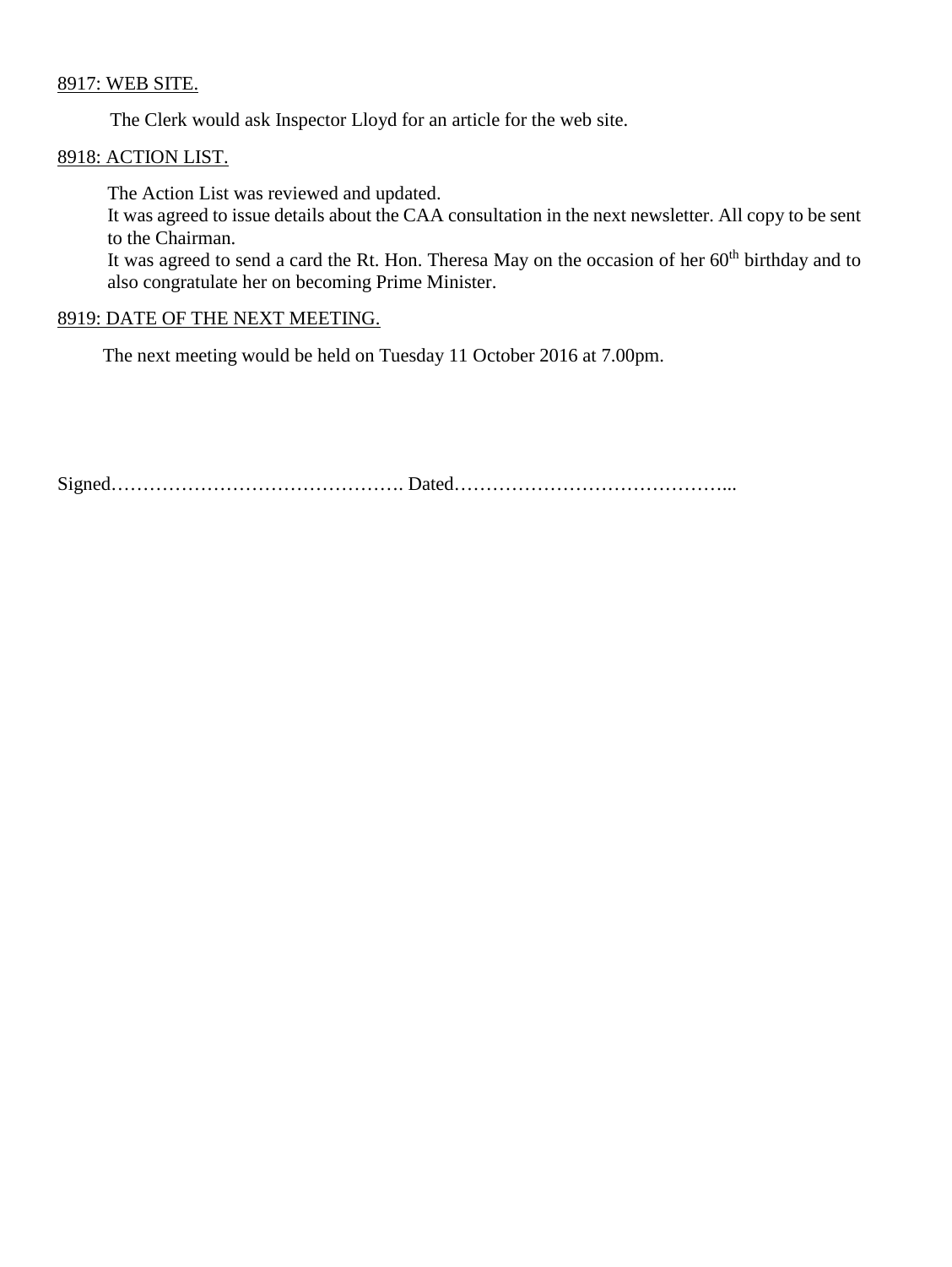8917: WEB SITE.

The Clerk would ask Inspector Lloyd for an article for the web site.

8918: ACTION LIST.

The Action List was reviewed and updated.
It was agreed to issue details about the CAA consultation in the next newsletter. All copy to be sent to the Chairman.
It was agreed to send a card the Rt. Hon. Theresa May on the occasion of her 60th birthday and to also congratulate her on becoming Prime Minister.

8919: DATE OF THE NEXT MEETING.

The next meeting would be held on Tuesday 11 October 2016 at 7.00pm.

Signed………………………………………. Dated……………………………………...